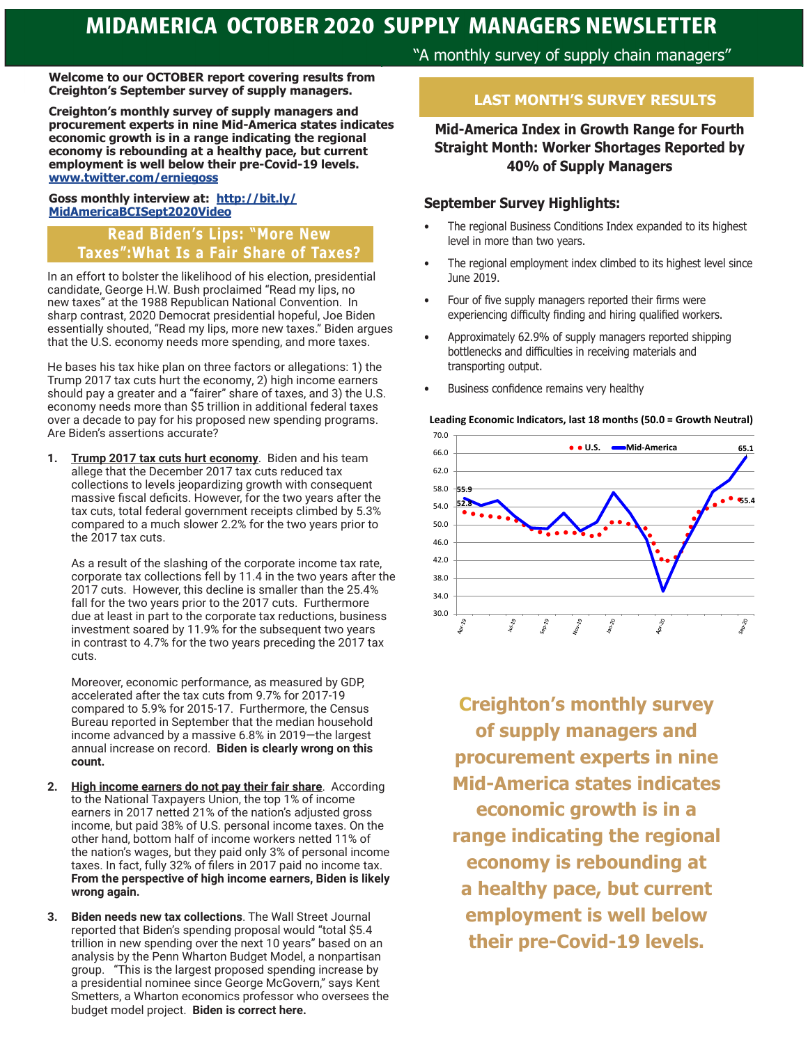# MIDAMERICA OCTOBER 2020 SUPPLY MANAGERS NEWSLETTER

"A monthly survey of supply chain managers"

**Welcome to our OCTOBER report covering results from Creighton's September survey of supply managers.**

**Creighton's monthly survey of supply managers and procurement experts in nine Mid-America states indicates economic growth is in a range indicating the regional economy is rebounding at a healthy pace, but current employment is well below their pre-Covid-19 levels. www.twitter.com/erniegoss**

**Goss monthly interview at: http://bit.ly/MidAmericaBCISept2020Video**

## Read Biden's Lips: "More New Taxes":What Is a Fair Share of Taxes?

In an effort to bolster the likelihood of his election, presidential candidate, George H.W. Bush proclaimed "Read my lips, no new taxes" at the 1988 Republican National Convention. In sharp contrast, 2020 Democrat presidential hopeful, Joe Biden essentially shouted, "Read my lips, more new taxes." Biden argues that the U.S. economy needs more spending, and more taxes.

He bases his tax hike plan on three factors or allegations: 1) the Trump 2017 tax cuts hurt the economy, 2) high income earners should pay a greater and a "fairer" share of taxes, and 3) the U.S. economy needs more than $5 trillion in additional federal taxes over a decade to pay for his proposed new spending programs. Are Biden's assertions accurate?

1. **Trump 2017 tax cuts hurt economy**. Biden and his team allege that the December 2017 tax cuts reduced tax collections to levels jeopardizing growth with consequent massive fiscal deficits. However, for the two years after the tax cuts, total federal government receipts climbed by 5.3% compared to a much slower 2.2% for the two years prior to the 2017 tax cuts.

   As a result of the slashing of the corporate income tax rate, corporate tax collections fell by 11.4 in the two years after the 2017 cuts. However, this decline is smaller than the 25.4% fall for the two years prior to the 2017 cuts. Furthermore due at least in part to the corporate tax reductions, business investment soared by 11.9% for the subsequent two years in contrast to 4.7% for the two years preceding the 2017 tax cuts.

   Moreover, economic performance, as measured by GDP, accelerated after the tax cuts from 9.7% for 2017-19 compared to 5.9% for 2015-17. Furthermore, the Census Bureau reported in September that the median household income advanced by a massive 6.8% in 2019—the largest annual increase on record. **Biden is clearly wrong on this count.**

2. **High income earners do not pay their fair share**. According to the National Taxpayers Union, the top 1% of income earners in 2017 netted 21% of the nation's adjusted gross income, but paid 38% of U.S. personal income taxes. On the other hand, bottom half of income workers netted 11% of the nation's wages, but they paid only 3% of personal income taxes. In fact, fully 32% of filers in 2017 paid no income tax. **From the perspective of high income earners, Biden is likely wrong again.**

3. **Biden needs new tax collections**. The Wall Street Journal reported that Biden's spending proposal would "total $5.4 trillion in new spending over the next 10 years" based on an analysis by the Penn Wharton Budget Model, a nonpartisan group. "This is the largest proposed spending increase by a presidential nominee since George McGovern," says Kent Smetters, a Wharton economics professor who oversees the budget model project. **Biden is correct here.**

## LAST MONTH'S SURVEY RESULTS

### Mid-America Index in Growth Range for Fourth Straight Month: Worker Shortages Reported by 40% of Supply Managers

### September Survey Highlights:

- The regional Business Conditions Index expanded to its highest level in more than two years.
- The regional employment index climbed to its highest level since June 2019.
- Four of five supply managers reported their firms were experiencing difficulty finding and hiring qualified workers.
- Approximately 62.9% of supply managers reported shipping bottlenecks and difficulties in receiving materials and transporting output.
- Business confidence remains very healthy

**Leading Economic Indicators, last 18 months (50.0 = Growth Neutral)**

U.S. / Mid-America — Apr-19: 52.8 / 55.9; Sep-20: 55.4 / 65.1

**Creighton's monthly survey of supply managers and procurement experts in nine Mid-America states indicates economic growth is in a range indicating the regional economy is rebounding at a healthy pace, but current employment is well below their pre-Covid-19 levels.**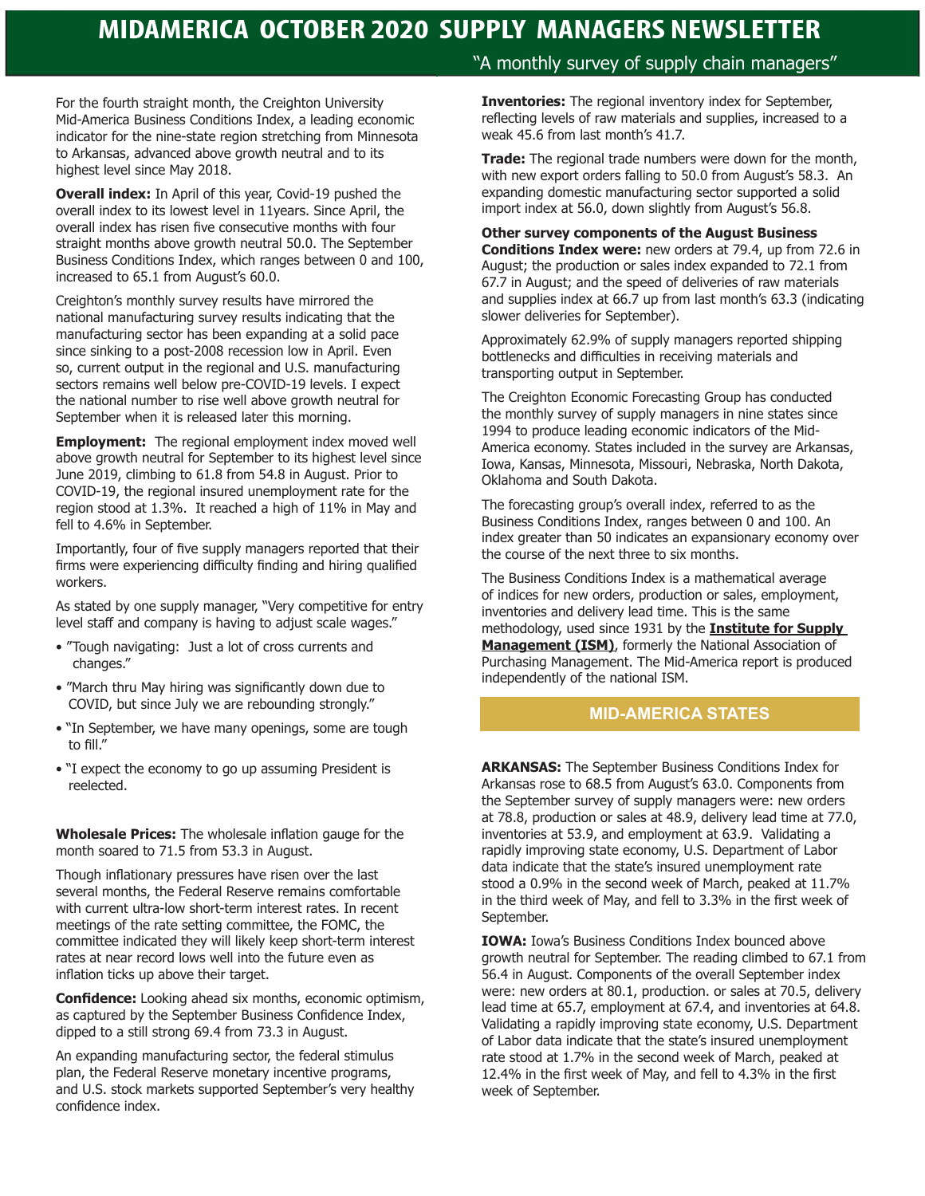# MIDAMERICA OCTOBER 2020 SUPPLY MANAGERS NEWSLETTER

"A monthly survey of supply chain managers"

For the fourth straight month, the Creighton University Mid-America Business Conditions Index, a leading economic indicator for the nine-state region stretching from Minnesota to Arkansas, advanced above growth neutral and to its highest level since May 2018.

**Overall index:** In April of this year, Covid-19 pushed the overall index to its lowest level in 11years. Since April, the overall index has risen five consecutive months with four straight months above growth neutral 50.0. The September Business Conditions Index, which ranges between 0 and 100, increased to 65.1 from August's 60.0.

Creighton's monthly survey results have mirrored the national manufacturing survey results indicating that the manufacturing sector has been expanding at a solid pace since sinking to a post-2008 recession low in April. Even so, current output in the regional and U.S. manufacturing sectors remains well below pre-COVID-19 levels. I expect the national number to rise well above growth neutral for September when it is released later this morning.

**Employment:** The regional employment index moved well above growth neutral for September to its highest level since June 2019, climbing to 61.8 from 54.8 in August. Prior to COVID-19, the regional insured unemployment rate for the region stood at 1.3%. It reached a high of 11% in May and fell to 4.6% in September.

Importantly, four of five supply managers reported that their firms were experiencing difficulty finding and hiring qualified workers.

As stated by one supply manager, "Very competitive for entry level staff and company is having to adjust scale wages."

- "Tough navigating: Just a lot of cross currents and changes."
- "March thru May hiring was significantly down due to COVID, but since July we are rebounding strongly."
- "In September, we have many openings, some are tough to fill."
- "I expect the economy to go up assuming President is reelected.

**Wholesale Prices:** The wholesale inflation gauge for the month soared to 71.5 from 53.3 in August.

Though inflationary pressures have risen over the last several months, the Federal Reserve remains comfortable with current ultra-low short-term interest rates. In recent meetings of the rate setting committee, the FOMC, the committee indicated they will likely keep short-term interest rates at near record lows well into the future even as inflation ticks up above their target.

**Confidence:** Looking ahead six months, economic optimism, as captured by the September Business Confidence Index, dipped to a still strong 69.4 from 73.3 in August.

An expanding manufacturing sector, the federal stimulus plan, the Federal Reserve monetary incentive programs, and U.S. stock markets supported September's very healthy confidence index.

**Inventories:** The regional inventory index for September, reflecting levels of raw materials and supplies, increased to a weak 45.6 from last month's 41.7.

**Trade:** The regional trade numbers were down for the month, with new export orders falling to 50.0 from August's 58.3. An expanding domestic manufacturing sector supported a solid import index at 56.0, down slightly from August's 56.8.

**Other survey components of the August Business Conditions Index were:** new orders at 79.4, up from 72.6 in August; the production or sales index expanded to 72.1 from 67.7 in August; and the speed of deliveries of raw materials and supplies index at 66.7 up from last month's 63.3 (indicating slower deliveries for September).

Approximately 62.9% of supply managers reported shipping bottlenecks and difficulties in receiving materials and transporting output in September.

The Creighton Economic Forecasting Group has conducted the monthly survey of supply managers in nine states since 1994 to produce leading economic indicators of the Mid-America economy. States included in the survey are Arkansas, Iowa, Kansas, Minnesota, Missouri, Nebraska, North Dakota, Oklahoma and South Dakota.

The forecasting group's overall index, referred to as the Business Conditions Index, ranges between 0 and 100. An index greater than 50 indicates an expansionary economy over the course of the next three to six months.

The Business Conditions Index is a mathematical average of indices for new orders, production or sales, employment, inventories and delivery lead time. This is the same methodology, used since 1931 by the **Institute for Supply Management (ISM)**, formerly the National Association of Purchasing Management. The Mid-America report is produced independently of the national ISM.

## MID-AMERICA STATES

**ARKANSAS:** The September Business Conditions Index for Arkansas rose to 68.5 from August's 63.0. Components from the September survey of supply managers were: new orders at 78.8, production or sales at 48.9, delivery lead time at 77.0, inventories at 53.9, and employment at 63.9. Validating a rapidly improving state economy, U.S. Department of Labor data indicate that the state's insured unemployment rate stood a 0.9% in the second week of March, peaked at 11.7% in the third week of May, and fell to 3.3% in the first week of September.

**IOWA:** Iowa's Business Conditions Index bounced above growth neutral for September. The reading climbed to 67.1 from 56.4 in August. Components of the overall September index were: new orders at 80.1, production. or sales at 70.5, delivery lead time at 65.7, employment at 67.4, and inventories at 64.8. Validating a rapidly improving state economy, U.S. Department of Labor data indicate that the state's insured unemployment rate stood at 1.7% in the second week of March, peaked at 12.4% in the first week of May, and fell to 4.3% in the first week of September.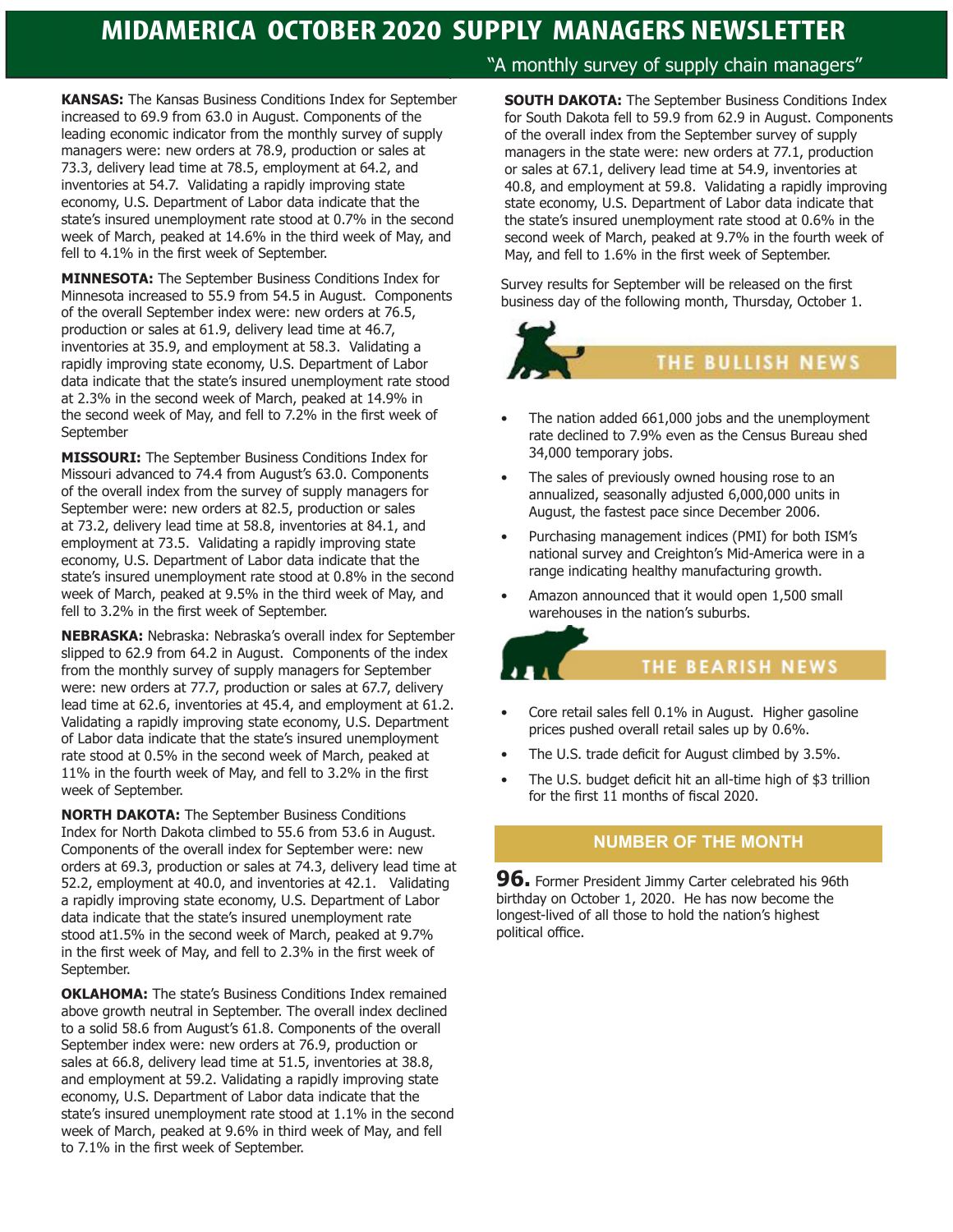# MIDAMERICA OCTOBER 2020 SUPPLY MANAGERS NEWSLETTER

"A monthly survey of supply chain managers"

**KANSAS:** The Kansas Business Conditions Index for September increased to 69.9 from 63.0 in August. Components of the leading economic indicator from the monthly survey of supply managers were: new orders at 78.9, production or sales at 73.3, delivery lead time at 78.5, employment at 64.2, and inventories at 54.7. Validating a rapidly improving state economy, U.S. Department of Labor data indicate that the state's insured unemployment rate stood at 0.7% in the second week of March, peaked at 14.6% in the third week of May, and fell to 4.1% in the first week of September.

**MINNESOTA:** The September Business Conditions Index for Minnesota increased to 55.9 from 54.5 in August. Components of the overall September index were: new orders at 76.5, production or sales at 61.9, delivery lead time at 46.7, inventories at 35.9, and employment at 58.3. Validating a rapidly improving state economy, U.S. Department of Labor data indicate that the state's insured unemployment rate stood at 2.3% in the second week of March, peaked at 14.9% in the second week of May, and fell to 7.2% in the first week of September

**MISSOURI:** The September Business Conditions Index for Missouri advanced to 74.4 from August's 63.0. Components of the overall index from the survey of supply managers for September were: new orders at 82.5, production or sales at 73.2, delivery lead time at 58.8, inventories at 84.1, and employment at 73.5. Validating a rapidly improving state economy, U.S. Department of Labor data indicate that the state's insured unemployment rate stood at 0.8% in the second week of March, peaked at 9.5% in the third week of May, and fell to 3.2% in the first week of September.

**NEBRASKA:** Nebraska: Nebraska's overall index for September slipped to 62.9 from 64.2 in August. Components of the index from the monthly survey of supply managers for September were: new orders at 77.7, production or sales at 67.7, delivery lead time at 62.6, inventories at 45.4, and employment at 61.2. Validating a rapidly improving state economy, U.S. Department of Labor data indicate that the state's insured unemployment rate stood at 0.5% in the second week of March, peaked at 11% in the fourth week of May, and fell to 3.2% in the first week of September.

**NORTH DAKOTA:** The September Business Conditions Index for North Dakota climbed to 55.6 from 53.6 in August. Components of the overall index for September were: new orders at 69.3, production or sales at 74.3, delivery lead time at 52.2, employment at 40.0, and inventories at 42.1. Validating a rapidly improving state economy, U.S. Department of Labor data indicate that the state's insured unemployment rate stood at1.5% in the second week of March, peaked at 9.7% in the first week of May, and fell to 2.3% in the first week of September.

**OKLAHOMA:** The state's Business Conditions Index remained above growth neutral in September. The overall index declined to a solid 58.6 from August's 61.8. Components of the overall September index were: new orders at 76.9, production or sales at 66.8, delivery lead time at 51.5, inventories at 38.8, and employment at 59.2. Validating a rapidly improving state economy, U.S. Department of Labor data indicate that the state's insured unemployment rate stood at 1.1% in the second week of March, peaked at 9.6% in third week of May, and fell to 7.1% in the first week of September.

**SOUTH DAKOTA:** The September Business Conditions Index for South Dakota fell to 59.9 from 62.9 in August. Components of the overall index from the September survey of supply managers in the state were: new orders at 77.1, production or sales at 67.1, delivery lead time at 54.9, inventories at 40.8, and employment at 59.8. Validating a rapidly improving state economy, U.S. Department of Labor data indicate that the state's insured unemployment rate stood at 0.6% in the second week of March, peaked at 9.7% in the fourth week of May, and fell to 1.6% in the first week of September.

Survey results for September will be released on the first business day of the following month, Thursday, October 1.

## THE BULLISH NEWS

- The nation added 661,000 jobs and the unemployment rate declined to 7.9% even as the Census Bureau shed 34,000 temporary jobs.
- The sales of previously owned housing rose to an annualized, seasonally adjusted 6,000,000 units in August, the fastest pace since December 2006.
- Purchasing management indices (PMI) for both ISM's national survey and Creighton's Mid-America were in a range indicating healthy manufacturing growth.
- Amazon announced that it would open 1,500 small warehouses in the nation's suburbs.

## THE BEARISH NEWS

- Core retail sales fell 0.1% in August. Higher gasoline prices pushed overall retail sales up by 0.6%.
- The U.S. trade deficit for August climbed by 3.5%.
- The U.S. budget deficit hit an all-time high of $3 trillion for the first 11 months of fiscal 2020.

## NUMBER OF THE MONTH

**96.** Former President Jimmy Carter celebrated his 96th birthday on October 1, 2020. He has now become the longest-lived of all those to hold the nation's highest political office.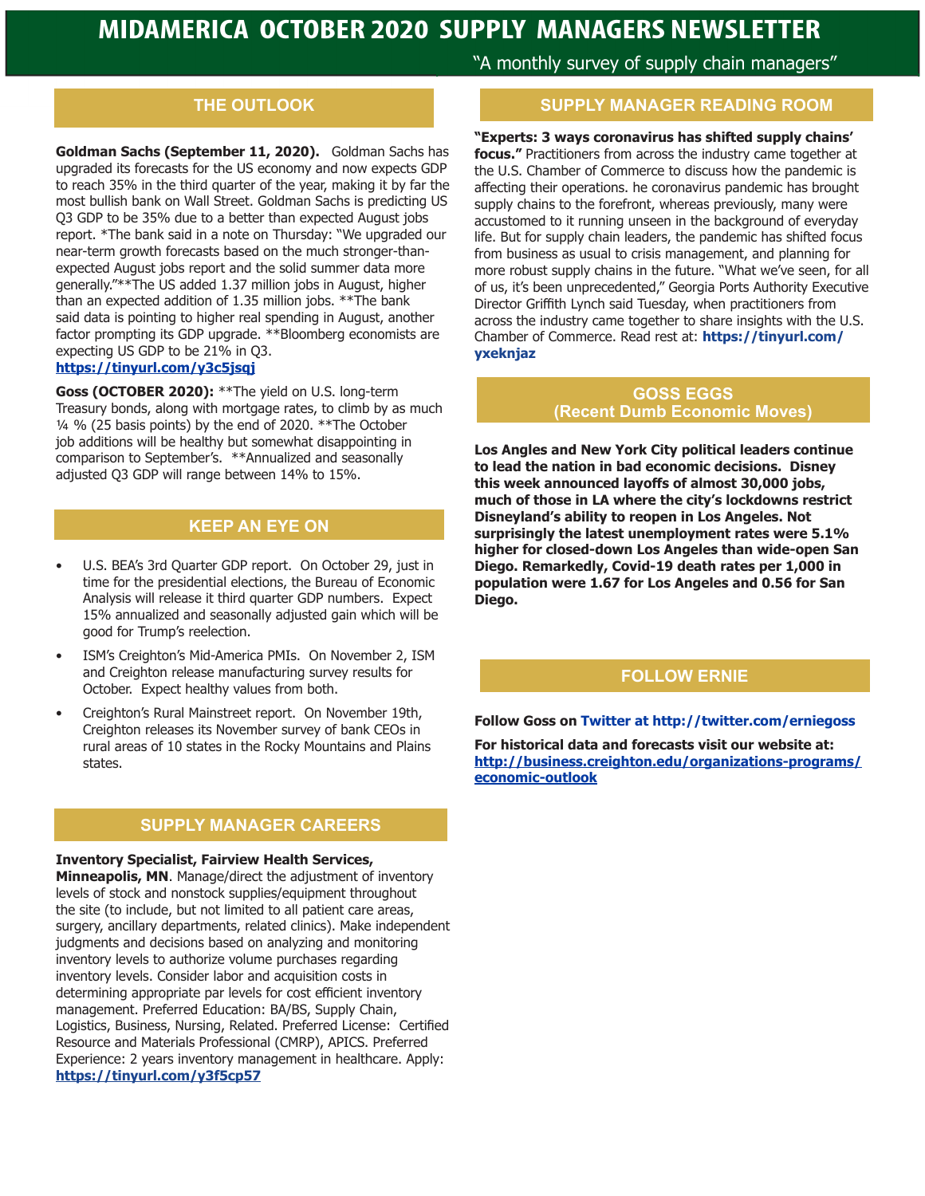# MIDAMERICA OCTOBER 2020 SUPPLY MANAGERS NEWSLETTER

"A monthly survey of supply chain managers"

## THE OUTLOOK

**Goldman Sachs (September 11, 2020).** Goldman Sachs has upgraded its forecasts for the US economy and now expects GDP to reach 35% in the third quarter of the year, making it by far the most bullish bank on Wall Street. Goldman Sachs is predicting US Q3 GDP to be 35% due to a better than expected August jobs report. *The bank said in a note on Thursday: "We upgraded our near-term growth forecasts based on the much stronger-than-expected August jobs report and the solid summer data more generally."**The US added 1.37 million jobs in August, higher than an expected addition of 1.35 million jobs. **The bank said data is pointing to higher real spending in August, another factor prompting its GDP upgrade. **Bloomberg economists are expecting US GDP to be 21% in Q3. **https://tinyurl.com/y3c5jsqj**

**Goss (OCTOBER 2020):** **The yield on U.S. long-term Treasury bonds, along with mortgage rates, to climb by as much ¼ % (25 basis points) by the end of 2020. **The October job additions will be healthy but somewhat disappointing in comparison to September's. **Annualized and seasonally adjusted Q3 GDP will range between 14% to 15%.

## KEEP AN EYE ON

- U.S. BEA's 3rd Quarter GDP report. On October 29, just in time for the presidential elections, the Bureau of Economic Analysis will release it third quarter GDP numbers. Expect 15% annualized and seasonally adjusted gain which will be good for Trump's reelection.
- ISM's Creighton's Mid-America PMIs. On November 2, ISM and Creighton release manufacturing survey results for October. Expect healthy values from both.
- Creighton's Rural Mainstreet report. On November 19th, Creighton releases its November survey of bank CEOs in rural areas of 10 states in the Rocky Mountains and Plains states.

## SUPPLY MANAGER CAREERS

**Inventory Specialist, Fairview Health Services, Minneapolis, MN**. Manage/direct the adjustment of inventory levels of stock and nonstock supplies/equipment throughout the site (to include, but not limited to all patient care areas, surgery, ancillary departments, related clinics). Make independent judgments and decisions based on analyzing and monitoring inventory levels to authorize volume purchases regarding inventory levels. Consider labor and acquisition costs in determining appropriate par levels for cost efficient inventory management. Preferred Education: BA/BS, Supply Chain, Logistics, Business, Nursing, Related. Preferred License: Certified Resource and Materials Professional (CMRP), APICS. Preferred Experience: 2 years inventory management in healthcare. Apply: **https://tinyurl.com/y3f5cp57**

## SUPPLY MANAGER READING ROOM

**"Experts: 3 ways coronavirus has shifted supply chains' focus."** Practitioners from across the industry came together at the U.S. Chamber of Commerce to discuss how the pandemic is affecting their operations. he coronavirus pandemic has brought supply chains to the forefront, whereas previously, many were accustomed to it running unseen in the background of everyday life. But for supply chain leaders, the pandemic has shifted focus from business as usual to crisis management, and planning for more robust supply chains in the future. "What we've seen, for all of us, it's been unprecedented," Georgia Ports Authority Executive Director Griffith Lynch said Tuesday, when practitioners from across the industry came together to share insights with the U.S. Chamber of Commerce. Read rest at: **https://tinyurl.com/yxeknjaz**

## GOSS EGGS (Recent Dumb Economic Moves)

**Los Angles and New York City political leaders continue to lead the nation in bad economic decisions. Disney this week announced layoffs of almost 30,000 jobs, much of those in LA where the city's lockdowns restrict Disneyland's ability to reopen in Los Angeles. Not surprisingly the latest unemployment rates were 5.1% higher for closed-down Los Angeles than wide-open San Diego. Remarkedly, Covid-19 death rates per 1,000 in population were 1.67 for Los Angeles and 0.56 for San Diego.**

## FOLLOW ERNIE

**Follow Goss on Twitter at http://twitter.com/erniegoss**

**For historical data and forecasts visit our website at: http://business.creighton.edu/organizations-programs/economic-outlook**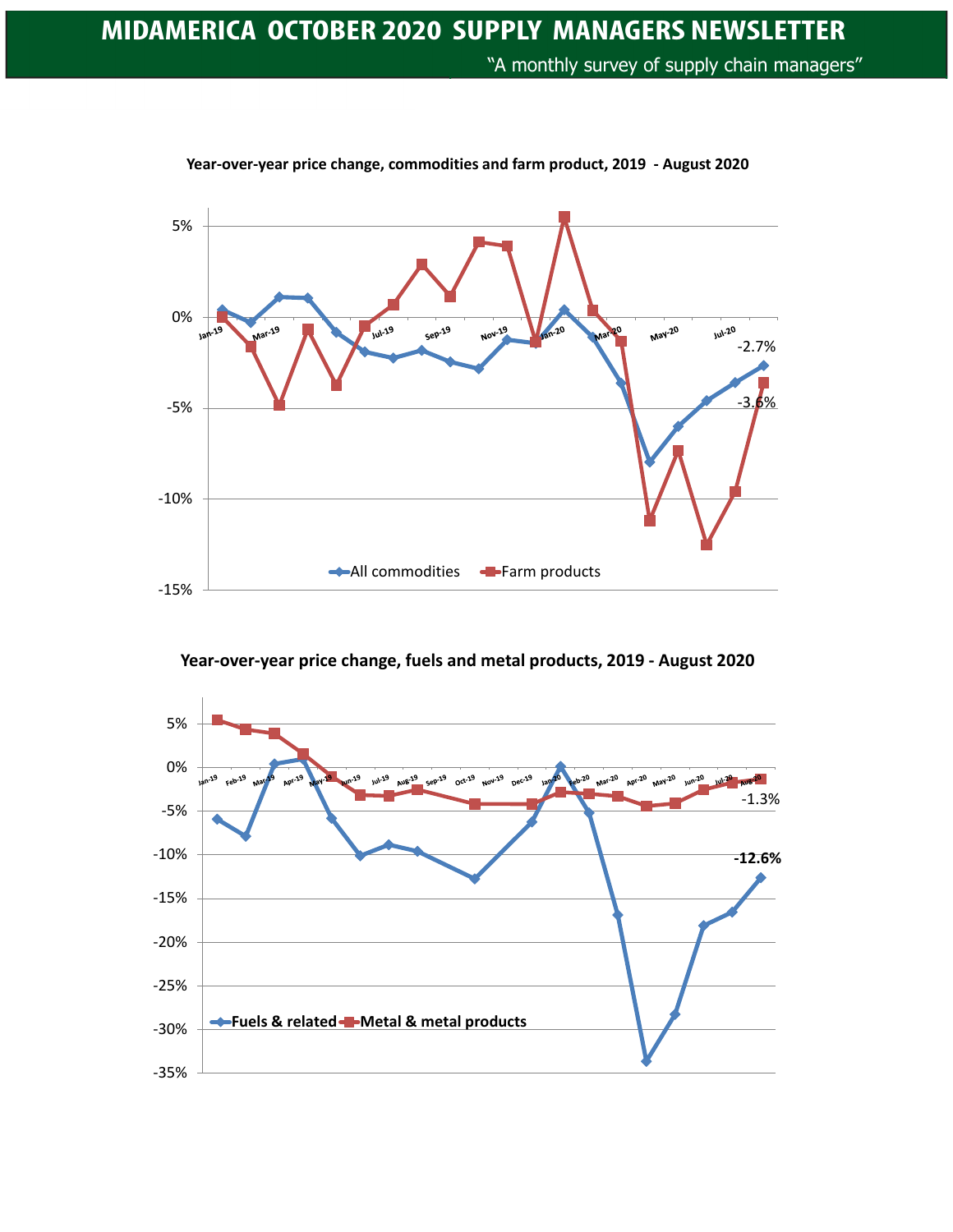# MIDAMERICA OCTOBER 2020 SUPPLY MANAGERS NEWSLETTER

"A monthly survey of supply chain managers"

**Year-over-year price change, commodities and farm product, 2019 - August 2020**

5%
0%
-5%
-10%
-15%

Jan-19
Mar-19
Jul-19
Sep-19
Nov-19
Jan-20
Mar-20
May-20
Jul-20

-2.7%
-3.6%

All commodities
Farm products

**Year-over-year price change, fuels and metal products, 2019 - August 2020**

5%
0%
-5%
-10%
-15%
-20%
-25%
-30%
-35%

Jan-19
Feb-19
Mar-19
Apr-19
May-19
Jun-19
Jul-19
Aug-19
Sep-19
Oct-19
Nov-19
Dec-19
Jan-20
Feb-20
Mar-20
Apr-20
May-20
Jun-20
Jul-20
Aug-20

-1.3%
**-12.6%**

**Fuels & related**
**Metal & metal products**